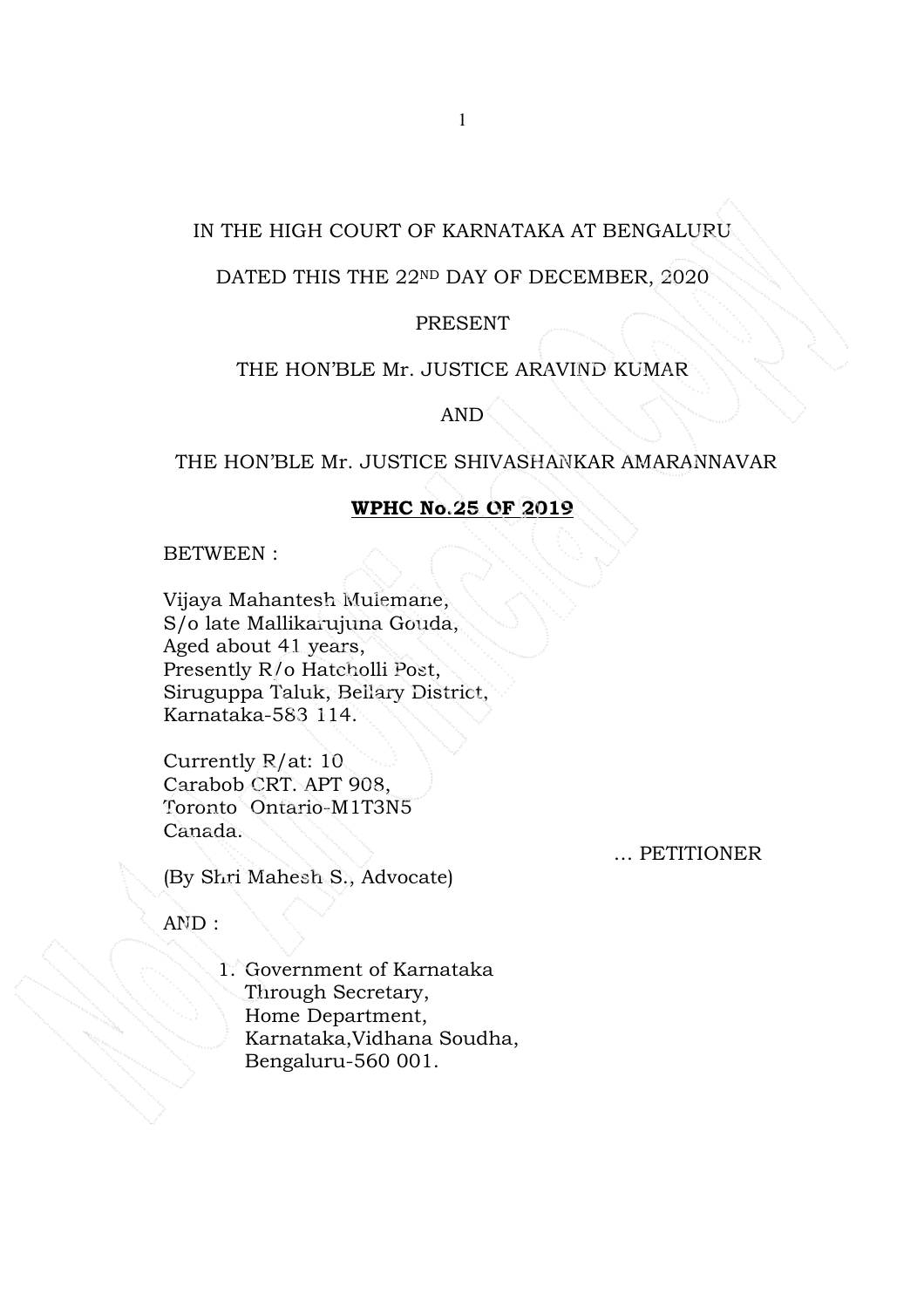IN THE HIGH COURT OF KARNATAKA AT BENGALURU

DATED THIS THE 22ND DAY OF DECEMBER, 2020

PRESENT

THE HON'BLE Mr. JUSTICE ARAVIND KUMAR

AND

THE HON'BLE Mr. JUSTICE SHIVASHANKAR AMARANNAVAR

**WPHC No.25 OF 2019**

BETWEEN :

Vijaya Mahantesh Mulemane,
S/o late Mallikarujuna Gouda,
Aged about 41 years,
Presently R/o Hatcholli Post,
Siruguppa Taluk, Bellary District,
Karnataka-583 114.

Currently R/at: 10
Carabob CRT. APT 908,
Toronto Ontario-M1T3N5
Canada.

... PETITIONER

(By Shri Mahesh S., Advocate)

AND :

1. Government of Karnataka
   Through Secretary,
   Home Department,
   Karnataka,Vidhana Soudha,
   Bengaluru-560 001.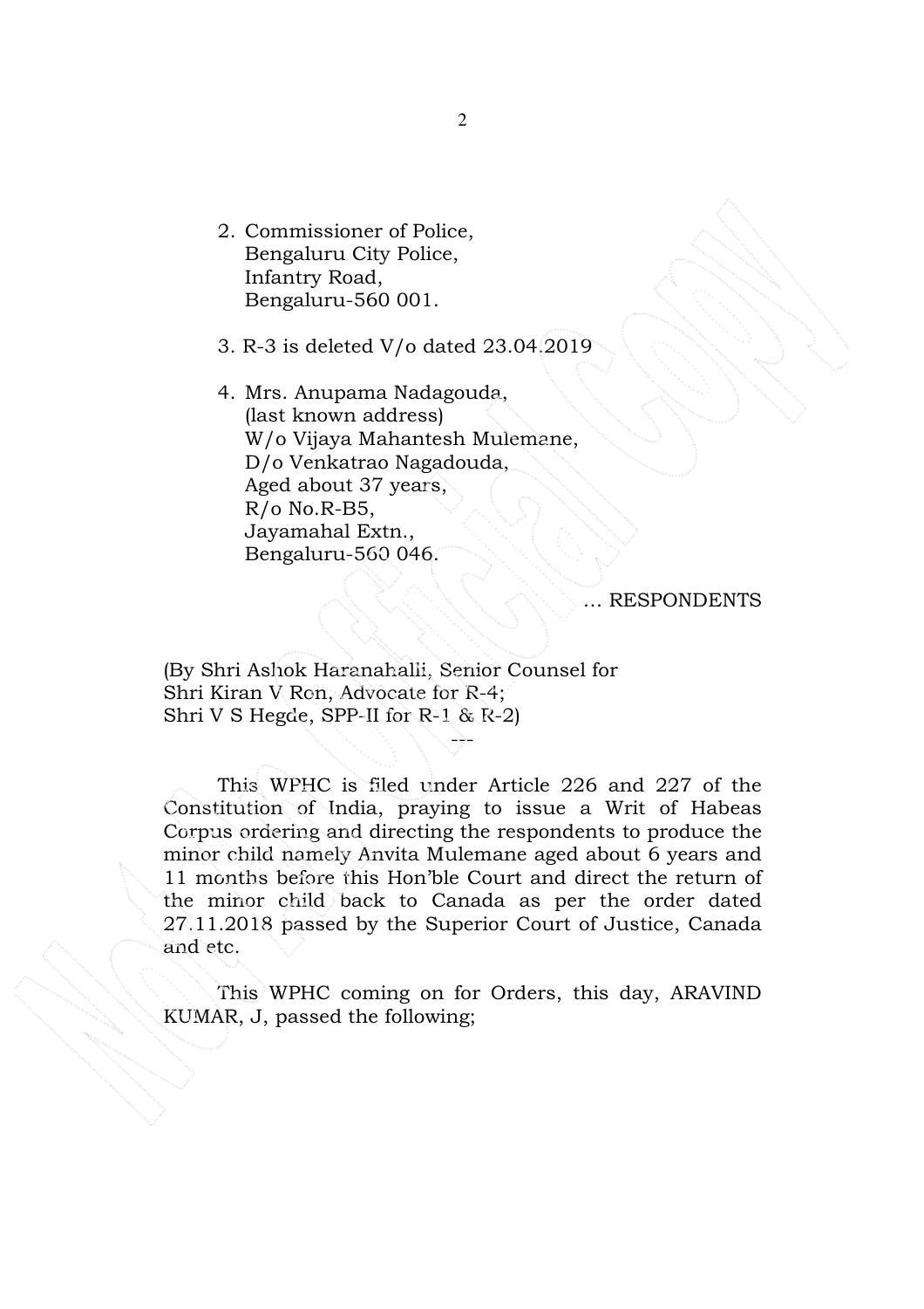2. Commissioner of Police,  
   Bengaluru City Police,  
   Infantry Road,  
   Bengaluru-560 001.

3. R-3 is deleted V/o dated 23.04.2019

4. Mrs. Anupama Nadagouda,  
   (last known address)  
   W/o Vijaya Mahantesh Mulemane,  
   D/o Venkatrao Nagadouda,  
   Aged about 37 years,  
   R/o No.R-B5,  
   Jayamahal Extn.,  
   Bengaluru-560 046.

... RESPONDENTS

(By Shri Ashok Haranahalli, Senior Counsel for  
Shri Kiran V Ron, Advocate for R-4;  
Shri V S Hegde, SPP-II for R-1 & R-2)

---

This WPHC is filed under Article 226 and 227 of the Constitution of India, praying to issue a Writ of Habeas Corpus ordering and directing the respondents to produce the minor child namely Anvita Mulemane aged about 6 years and 11 months before this Hon'ble Court and direct the return of the minor child back to Canada as per the order dated 27.11.2018 passed by the Superior Court of Justice, Canada and etc.

This WPHC coming on for Orders, this day, ARAVIND KUMAR, J, passed the following;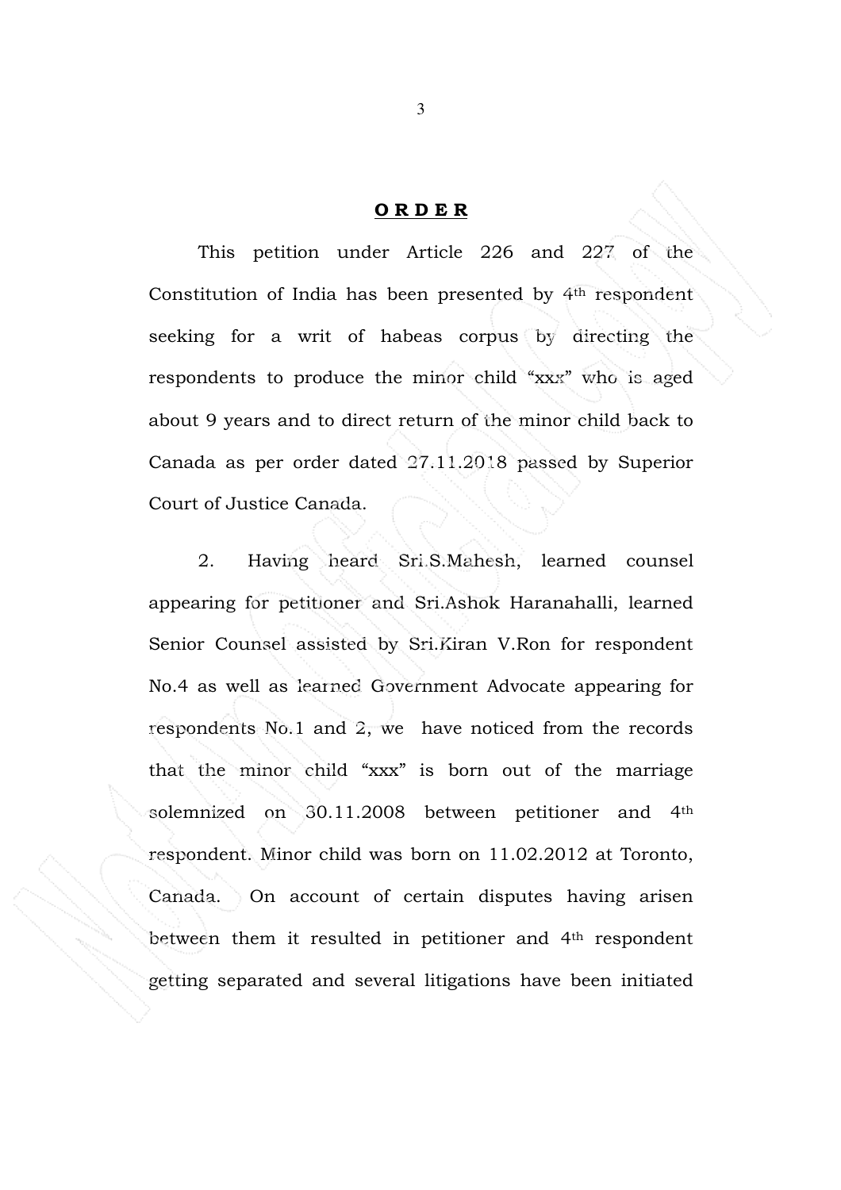**O R D E R**

This petition under Article 226 and 227 of the Constitution of India has been presented by 4th respondent seeking for a writ of habeas corpus by directing the respondents to produce the minor child "xxx" who is aged about 9 years and to direct return of the minor child back to Canada as per order dated 27.11.2018 passed by Superior Court of Justice Canada.

2. Having heard Sri.S.Mahesh, learned counsel appearing for petitioner and Sri.Ashok Haranahalli, learned Senior Counsel assisted by Sri.Kiran V.Ron for respondent No.4 as well as learned Government Advocate appearing for respondents No.1 and 2, we have noticed from the records that the minor child "xxx" is born out of the marriage solemnized on 30.11.2008 between petitioner and 4th respondent. Minor child was born on 11.02.2012 at Toronto, Canada. On account of certain disputes having arisen between them it resulted in petitioner and 4th respondent getting separated and several litigations have been initiated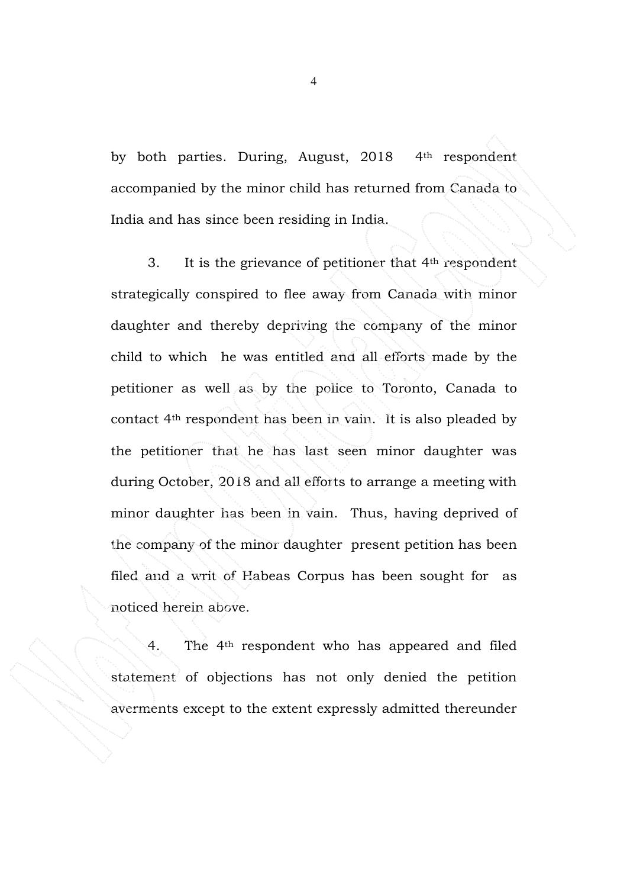by both parties. During, August, 2018 4th respondent accompanied by the minor child has returned from Canada to India and has since been residing in India.

3. It is the grievance of petitioner that 4th respondent strategically conspired to flee away from Canada with minor daughter and thereby depriving the company of the minor child to which he was entitled and all efforts made by the petitioner as well as by the police to Toronto, Canada to contact 4th respondent has been in vain. It is also pleaded by the petitioner that he has last seen minor daughter was during October, 2018 and all efforts to arrange a meeting with minor daughter has been in vain. Thus, having deprived of the company of the minor daughter present petition has been filed and a writ of Habeas Corpus has been sought for as noticed herein above.

4. The 4th respondent who has appeared and filed statement of objections has not only denied the petition averments except to the extent expressly admitted thereunder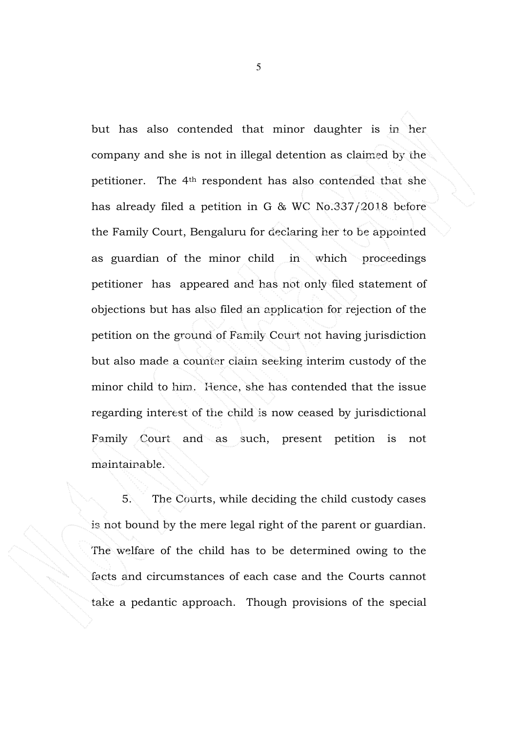but has also contended that minor daughter is in her company and she is not in illegal detention as claimed by the petitioner. The 4th respondent has also contended that she has already filed a petition in G & WC No.337/2018 before the Family Court, Bengaluru for declaring her to be appointed as guardian of the minor child in which proceedings petitioner has appeared and has not only filed statement of objections but has also filed an application for rejection of the petition on the ground of Family Court not having jurisdiction but also made a counter claim seeking interim custody of the minor child to him. Hence, she has contended that the issue regarding interest of the child is now ceased by jurisdictional Family Court and as such, present petition is not maintainable.

5. The Courts, while deciding the child custody cases is not bound by the mere legal right of the parent or guardian. The welfare of the child has to be determined owing to the facts and circumstances of each case and the Courts cannot take a pedantic approach. Though provisions of the special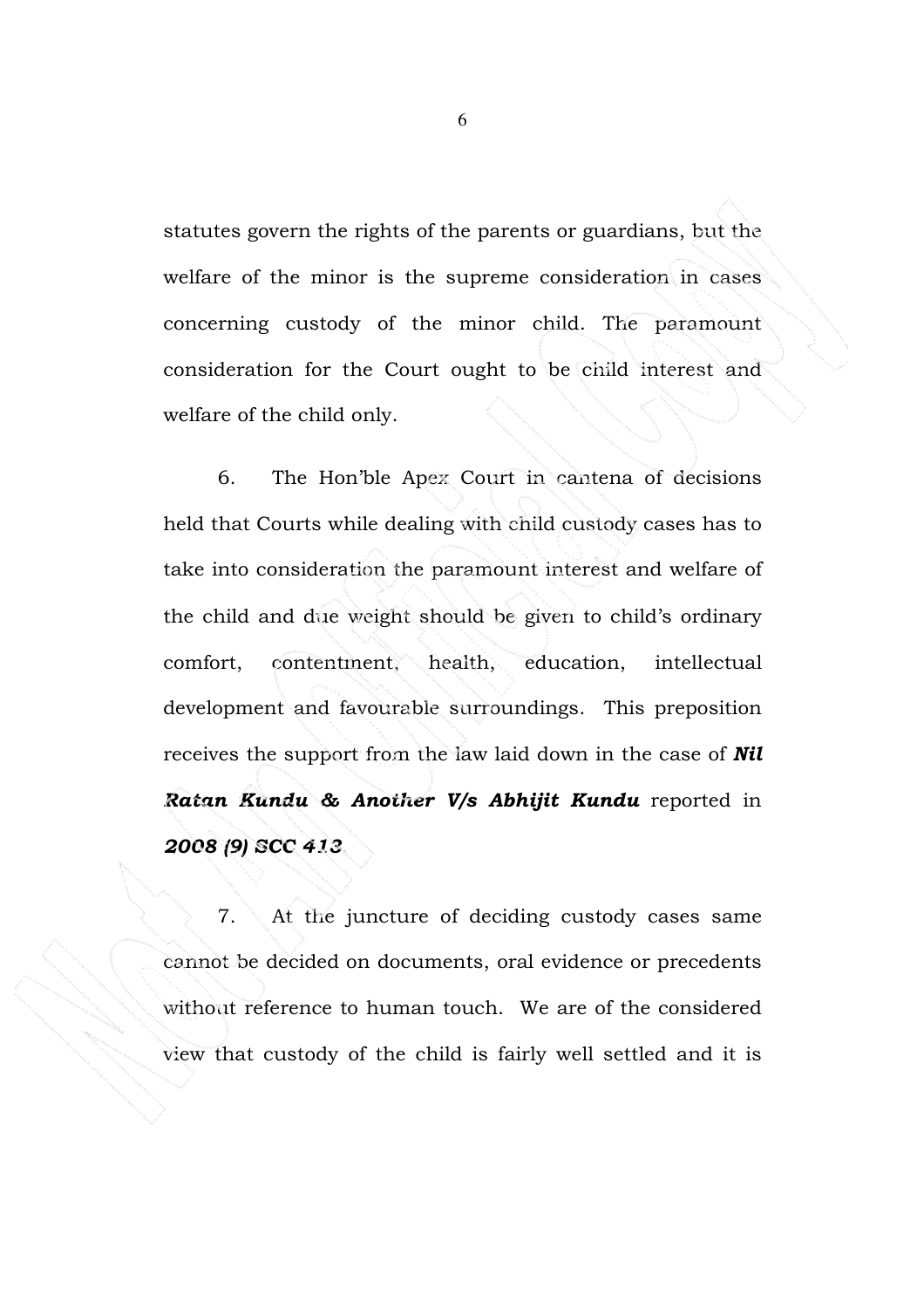statutes govern the rights of the parents or guardians, but the welfare of the minor is the supreme consideration in cases concerning custody of the minor child. The paramount consideration for the Court ought to be child interest and welfare of the child only.

6. The Hon'ble Apex Court in cantena of decisions held that Courts while dealing with child custody cases has to take into consideration the paramount interest and welfare of the child and due weight should be given to child's ordinary comfort, contentment, health, education, intellectual development and favourable surroundings. This preposition receives the support from the law laid down in the case of ***Nil Ratan Kundu & Another V/s Abhijit Kundu*** reported in ***2008 (9) SCC 413***.

7. At the juncture of deciding custody cases same cannot be decided on documents, oral evidence or precedents without reference to human touch. We are of the considered view that custody of the child is fairly well settled and it is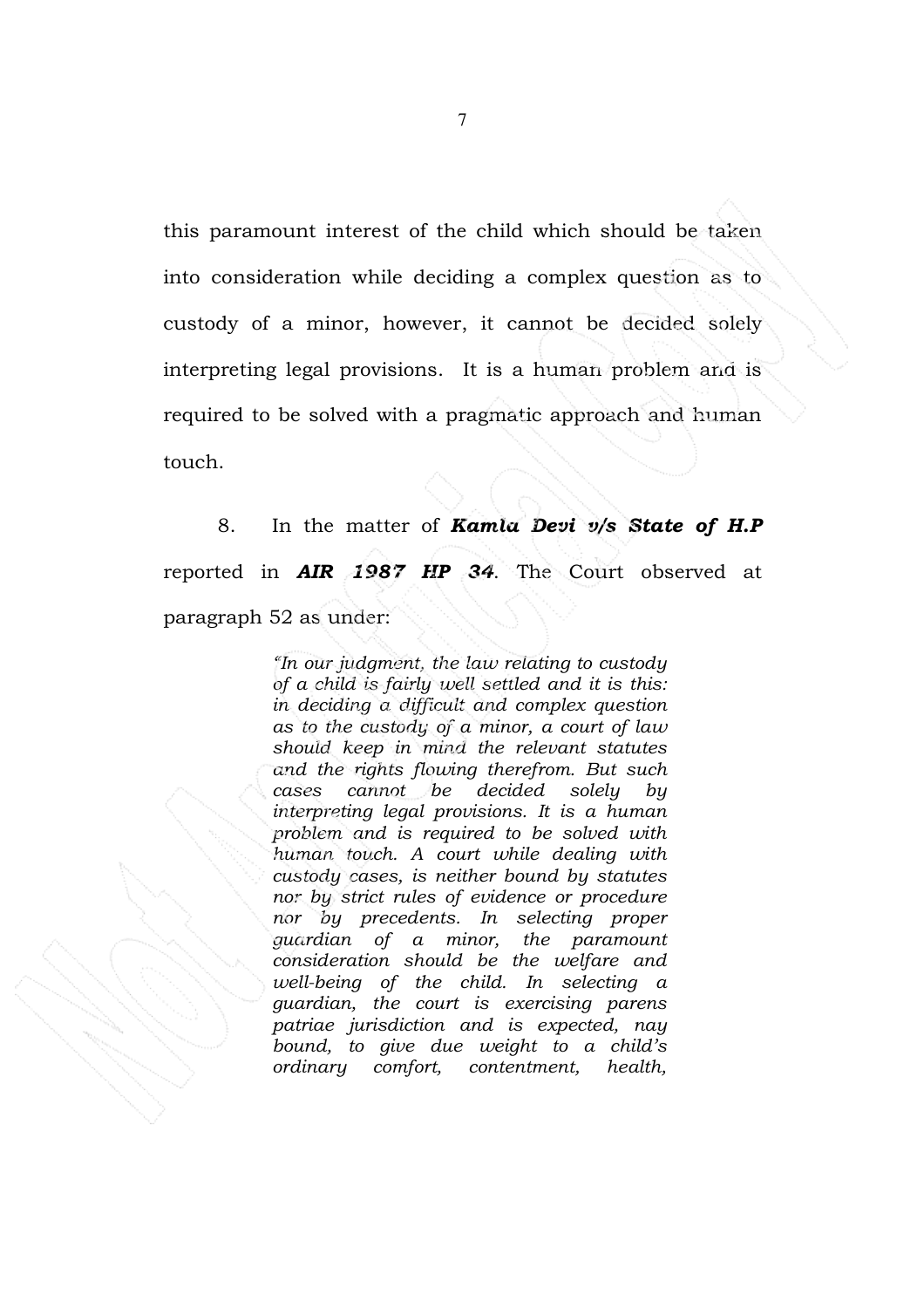this paramount interest of the child which should be taken into consideration while deciding a complex question as to custody of a minor, however, it cannot be decided solely interpreting legal provisions. It is a human problem and is required to be solved with a pragmatic approach and human touch.

8. In the matter of ***Kamla Devi v/s State of H.P*** reported in ***AIR 1987 HP 34***. The Court observed at paragraph 52 as under:

> *"In our judgment, the law relating to custody of a child is fairly well settled and it is this: in deciding a difficult and complex question as to the custody of a minor, a court of law should keep in mind the relevant statutes and the rights flowing therefrom. But such cases cannot be decided solely by interpreting legal provisions. It is a human problem and is required to be solved with human touch. A court while dealing with custody cases, is neither bound by statutes nor by strict rules of evidence or procedure nor by precedents. In selecting proper guardian of a minor, the paramount consideration should be the welfare and well-being of the child. In selecting a guardian, the court is exercising parens patriae jurisdiction and is expected, nay bound, to give due weight to a child's ordinary comfort, contentment, health,*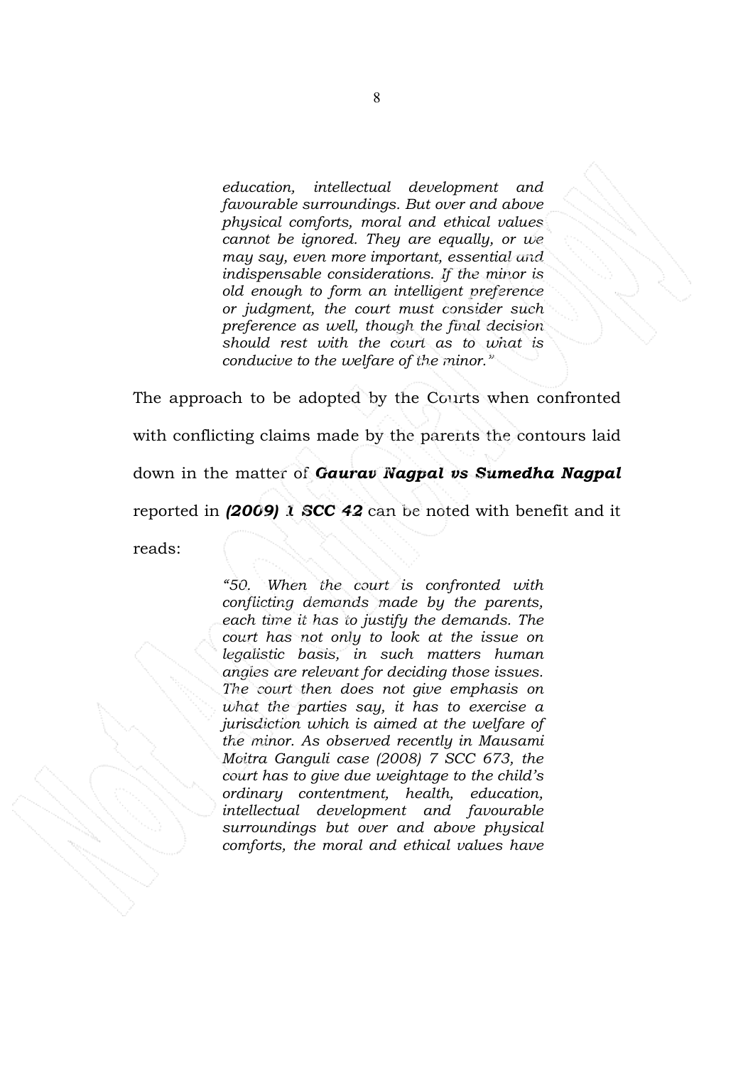> *education, intellectual development and favourable surroundings. But over and above physical comforts, moral and ethical values cannot be ignored. They are equally, or we may say, even more important, essential and indispensable considerations. If the minor is old enough to form an intelligent preference or judgment, the court must consider such preference as well, though the final decision should rest with the court as to what is conducive to the welfare of the minor."*

The approach to be adopted by the Courts when confronted with conflicting claims made by the parents the contours laid down in the matter of ***Gaurav Nagpal vs Sumedha Nagpal*** reported in ***(2009) 1 SCC 42*** can be noted with benefit and it reads:

> *"50. When the court is confronted with conflicting demands made by the parents, each time it has to justify the demands. The court has not only to look at the issue on legalistic basis, in such matters human angles are relevant for deciding those issues. The court then does not give emphasis on what the parties say, it has to exercise a jurisdiction which is aimed at the welfare of the minor. As observed recently in Mausami Moitra Ganguli case (2008) 7 SCC 673, the court has to give due weightage to the child's ordinary contentment, health, education, intellectual development and favourable surroundings but over and above physical comforts, the moral and ethical values have*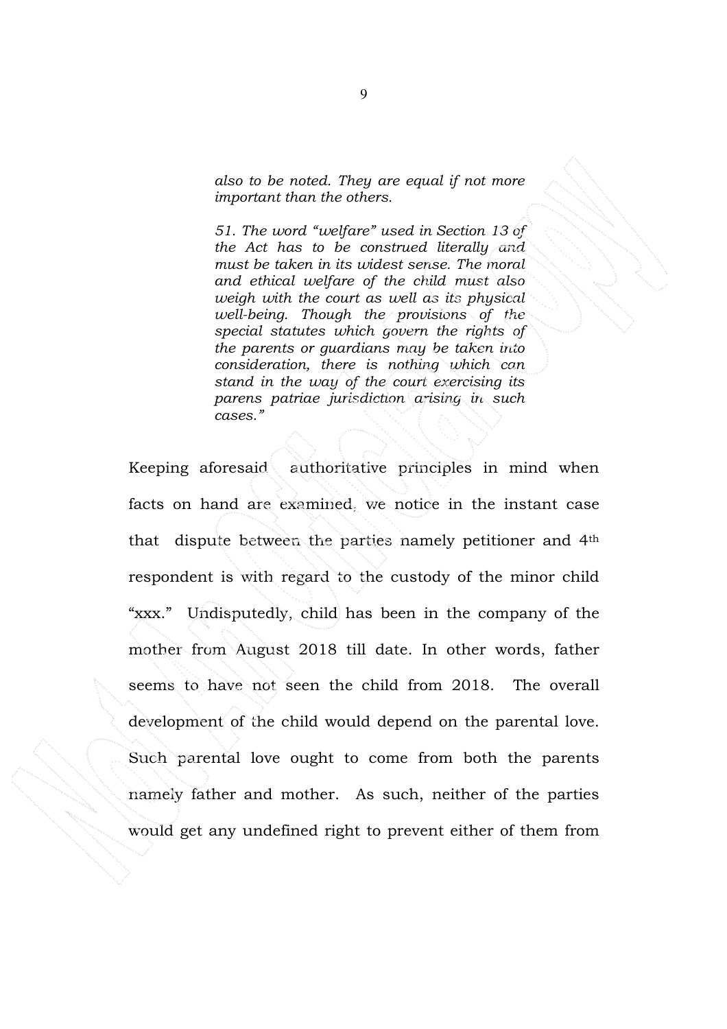> *also to be noted. They are equal if not more important than the others.*
>
> *51. The word "welfare" used in Section 13 of the Act has to be construed literally and must be taken in its widest sense. The moral and ethical welfare of the child must also weigh with the court as well as its physical well-being. Though the provisions of the special statutes which govern the rights of the parents or guardians may be taken into consideration, there is nothing which can stand in the way of the court exercising its parens patriae jurisdiction arising in such cases."*

Keeping aforesaid authoritative principles in mind when facts on hand are examined, we notice in the instant case that dispute between the parties namely petitioner and 4th respondent is with regard to the custody of the minor child "xxx." Undisputedly, child has been in the company of the mother from August 2018 till date. In other words, father seems to have not seen the child from 2018. The overall development of the child would depend on the parental love. Such parental love ought to come from both the parents namely father and mother. As such, neither of the parties would get any undefined right to prevent either of them from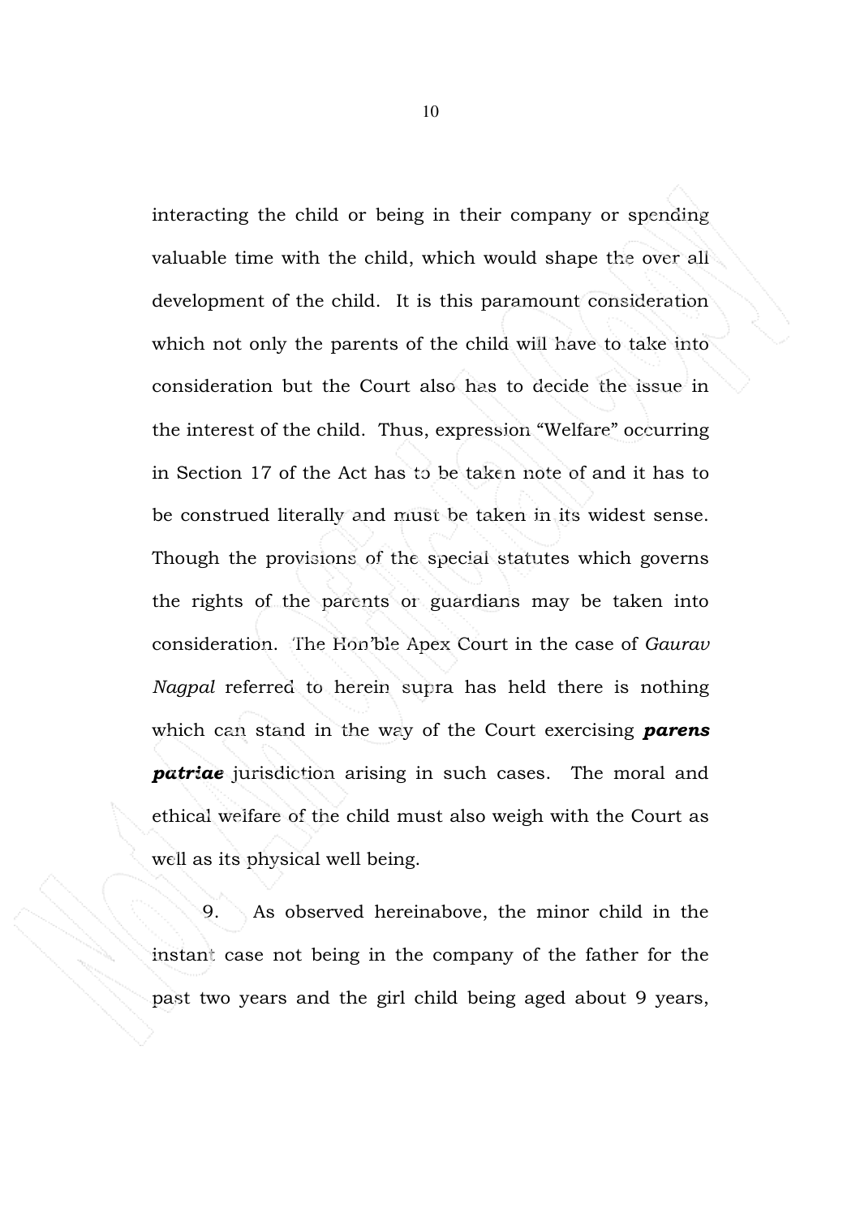interacting the child or being in their company or spending valuable time with the child, which would shape the over all development of the child. It is this paramount consideration which not only the parents of the child will have to take into consideration but the Court also has to decide the issue in the interest of the child. Thus, expression "Welfare" occurring in Section 17 of the Act has to be taken note of and it has to be construed literally and must be taken in its widest sense. Though the provisions of the special statutes which governs the rights of the parents or guardians may be taken into consideration. The Hon'ble Apex Court in the case of *Gaurav Nagpal* referred to herein supra has held there is nothing which can stand in the way of the Court exercising ***parens patriae*** jurisdiction arising in such cases. The moral and ethical welfare of the child must also weigh with the Court as well as its physical well being.

9. As observed hereinabove, the minor child in the instant case not being in the company of the father for the past two years and the girl child being aged about 9 years,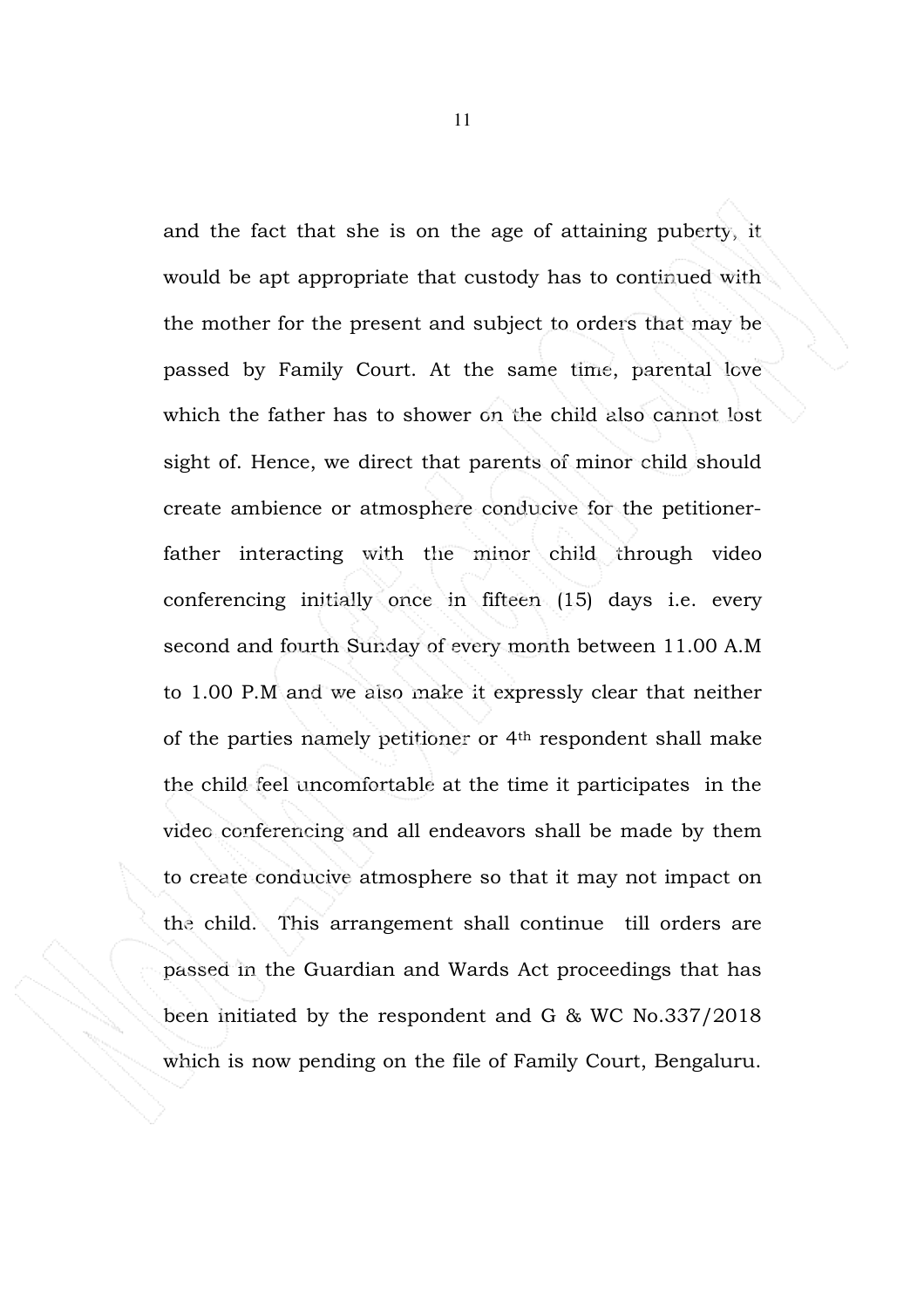and the fact that she is on the age of attaining puberty, it would be apt appropriate that custody has to continued with the mother for the present and subject to orders that may be passed by Family Court. At the same time, parental love which the father has to shower on the child also cannot lost sight of. Hence, we direct that parents of minor child should create ambience or atmosphere conducive for the petitioner-father interacting with the minor child through video conferencing initially once in fifteen (15) days i.e. every second and fourth Sunday of every month between 11.00 A.M to 1.00 P.M and we also make it expressly clear that neither of the parties namely petitioner or 4th respondent shall make the child feel uncomfortable at the time it participates in the video conferencing and all endeavors shall be made by them to create conducive atmosphere so that it may not impact on the child. This arrangement shall continue till orders are passed in the Guardian and Wards Act proceedings that has been initiated by the respondent and G & WC No.337/2018 which is now pending on the file of Family Court, Bengaluru.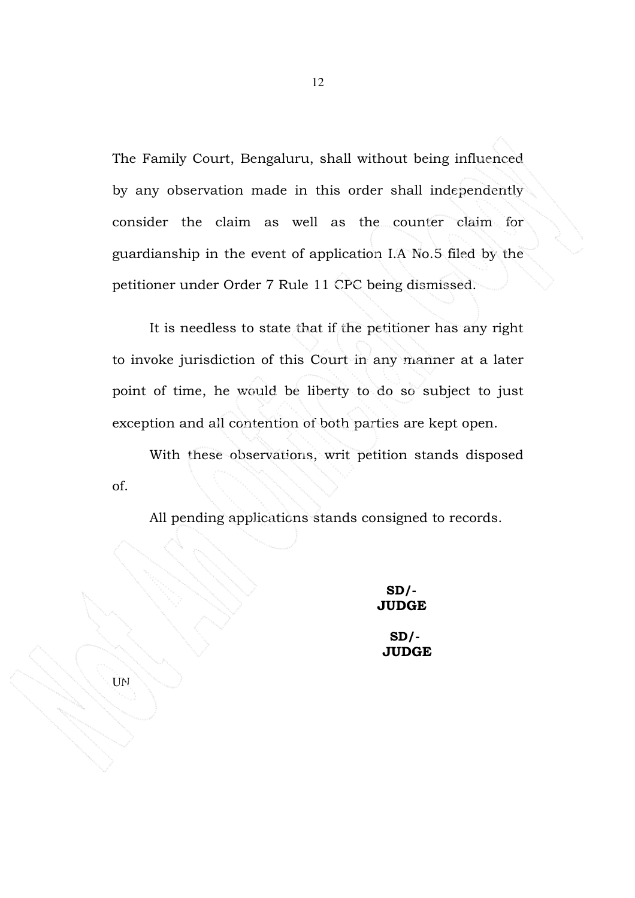The Family Court, Bengaluru, shall without being influenced by any observation made in this order shall independently consider the claim as well as the counter claim for guardianship in the event of application I.A No.5 filed by the petitioner under Order 7 Rule 11 CPC being dismissed.

It is needless to state that if the petitioner has any right to invoke jurisdiction of this Court in any manner at a later point of time, he would be liberty to do so subject to just exception and all contention of both parties are kept open.

With these observations, writ petition stands disposed of.

All pending applications stands consigned to records.

**SD/-**
**JUDGE**

**SD/-**
**JUDGE**

UN